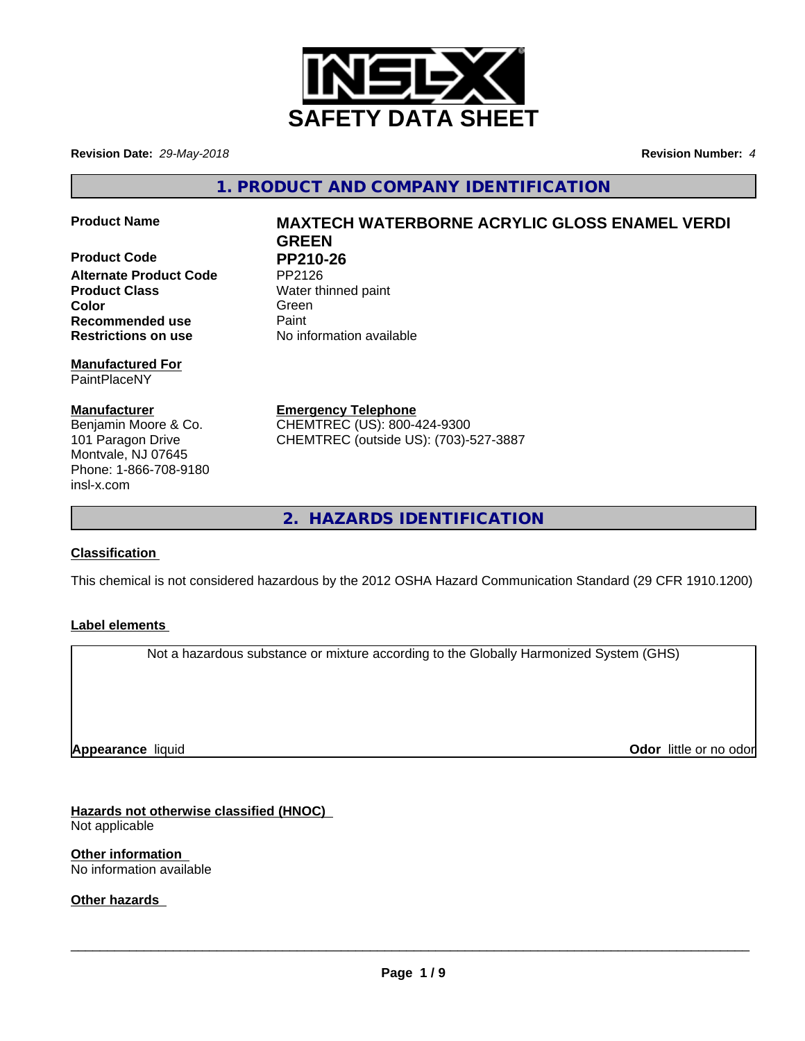# SAFETY DATA SHEET

**Revision Date:** *29-May-2018*

**Revision Number:** *4*

## 1. PRODUCT AND COMPANY IDENTIFICATION

| | |
|---|---|
| **Product Name** | **MAXTECH WATERBORNE ACRYLIC GLOSS ENAMEL VERDI GREEN** |
| **Product Code** | **PP210-26** |
| **Alternate Product Code** | PP2126 |
| **Product Class** | Water thinned paint |
| **Color** | Green |
| **Recommended use** | Paint |
| **Restrictions on use** | No information available |

**Manufactured For**
PaintPlaceNY

**Manufacturer**
Benjamin Moore & Co.
101 Paragon Drive
Montvale, NJ 07645
Phone: 1-866-708-9180
insl-x.com

**Emergency Telephone**
CHEMTREC (US): 800-424-9300
CHEMTREC (outside US): (703)-527-3887

## 2. HAZARDS IDENTIFICATION

**Classification**

This chemical is not considered hazardous by the 2012 OSHA Hazard Communication Standard (29 CFR 1910.1200)

**Label elements**

Not a hazardous substance or mixture according to the Globally Harmonized System (GHS)

**Appearance** liquid

**Odor** little or no odor

**Hazards not otherwise classified (HNOC)**
Not applicable

**Other information**
No information available

**Other hazards**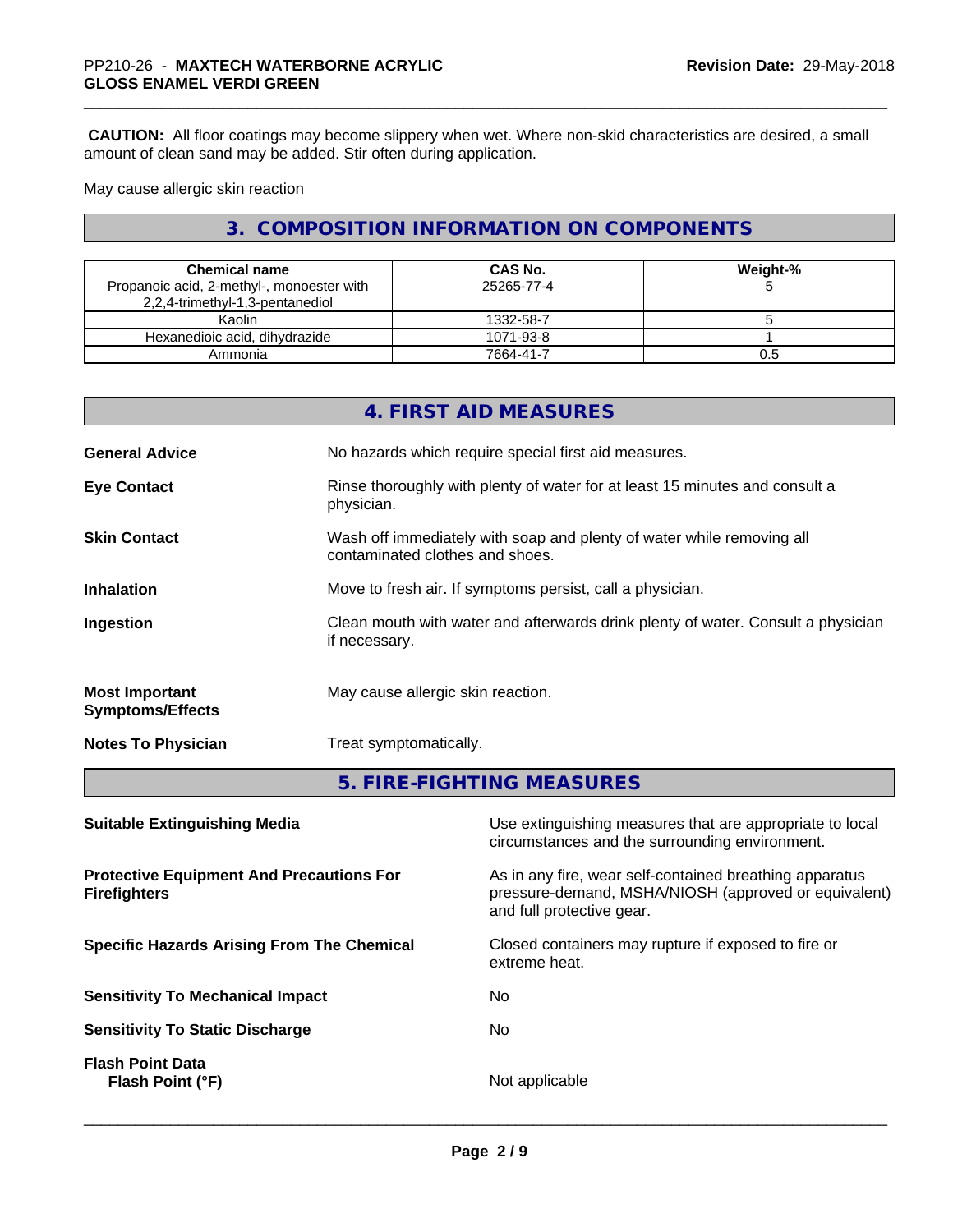**CAUTION:** All floor coatings may become slippery when wet. Where non-skid characteristics are desired, a small amount of clean sand may be added. Stir often during application.

May cause allergic skin reaction

## 3. COMPOSITION INFORMATION ON COMPONENTS

| Chemical name | CAS No. | Weight-% |
|---|---|---|
| Propanoic acid, 2-methyl-, monoester with 2,2,4-trimethyl-1,3-pentanediol | 25265-77-4 | 5 |
| Kaolin | 1332-58-7 | 5 |
| Hexanedioic acid, dihydrazide | 1071-93-8 | 1 |
| Ammonia | 7664-41-7 | 0.5 |

## 4. FIRST AID MEASURES

**General Advice** No hazards which require special first aid measures.

**Eye Contact** Rinse thoroughly with plenty of water for at least 15 minutes and consult a physician.

**Skin Contact** Wash off immediately with soap and plenty of water while removing all contaminated clothes and shoes.

**Inhalation** Move to fresh air. If symptoms persist, call a physician.

**Ingestion** Clean mouth with water and afterwards drink plenty of water. Consult a physician if necessary.

**Most Important Symptoms/Effects** May cause allergic skin reaction.

**Notes To Physician** Treat symptomatically.

## 5. FIRE-FIGHTING MEASURES

**Suitable Extinguishing Media** Use extinguishing measures that are appropriate to local circumstances and the surrounding environment.

**Protective Equipment And Precautions For Firefighters** As in any fire, wear self-contained breathing apparatus pressure-demand, MSHA/NIOSH (approved or equivalent) and full protective gear.

**Specific Hazards Arising From The Chemical** Closed containers may rupture if exposed to fire or extreme heat.

**Sensitivity To Mechanical Impact** No

**Sensitivity To Static Discharge** No

**Flash Point Data**
**Flash Point (°F)** Not applicable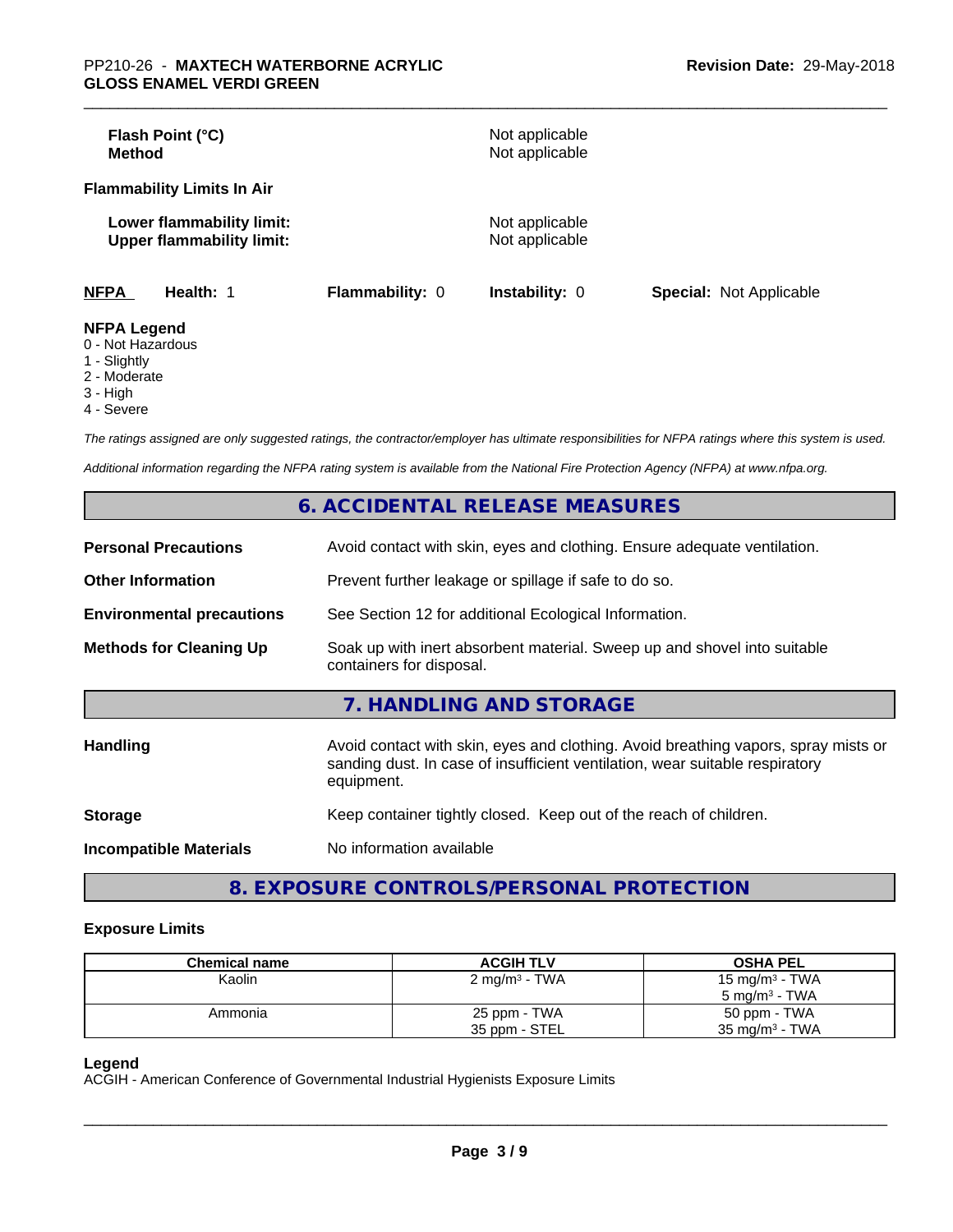| | |
|---|---|
| **Flash Point (°C)** | Not applicable |
| **Method** | Not applicable |

**Flammability Limits In Air**

| | |
|---|---|
| **Lower flammability limit:** | Not applicable |
| **Upper flammability limit:** | Not applicable |

| NFPA | Health: 1 | Flammability: 0 | Instability: 0 | Special: Not Applicable |
|---|---|---|---|---|

**NFPA Legend**
0 - Not Hazardous
1 - Slightly
2 - Moderate
3 - High
4 - Severe

*The ratings assigned are only suggested ratings, the contractor/employer has ultimate responsibilities for NFPA ratings where this system is used.*

*Additional information regarding the NFPA rating system is available from the National Fire Protection Agency (NFPA) at www.nfpa.org.*

## 6. ACCIDENTAL RELEASE MEASURES

| | |
|---|---|
| **Personal Precautions** | Avoid contact with skin, eyes and clothing. Ensure adequate ventilation. |
| **Other Information** | Prevent further leakage or spillage if safe to do so. |
| **Environmental precautions** | See Section 12 for additional Ecological Information. |
| **Methods for Cleaning Up** | Soak up with inert absorbent material. Sweep up and shovel into suitable containers for disposal. |

## 7. HANDLING AND STORAGE

| | |
|---|---|
| **Handling** | Avoid contact with skin, eyes and clothing. Avoid breathing vapors, spray mists or sanding dust. In case of insufficient ventilation, wear suitable respiratory equipment. |
| **Storage** | Keep container tightly closed. Keep out of the reach of children. |
| **Incompatible Materials** | No information available |

## 8. EXPOSURE CONTROLS/PERSONAL PROTECTION

### Exposure Limits

| Chemical name | ACGIH TLV | OSHA PEL |
|---|---|---|
| Kaolin | 2 mg/m³ - TWA | 15 mg/m³ - TWA<br>5 mg/m³ - TWA |
| Ammonia | 25 ppm - TWA<br>35 ppm - STEL | 50 ppm - TWA<br>35 mg/m³ - TWA |

**Legend**
ACGIH - American Conference of Governmental Industrial Hygienists Exposure Limits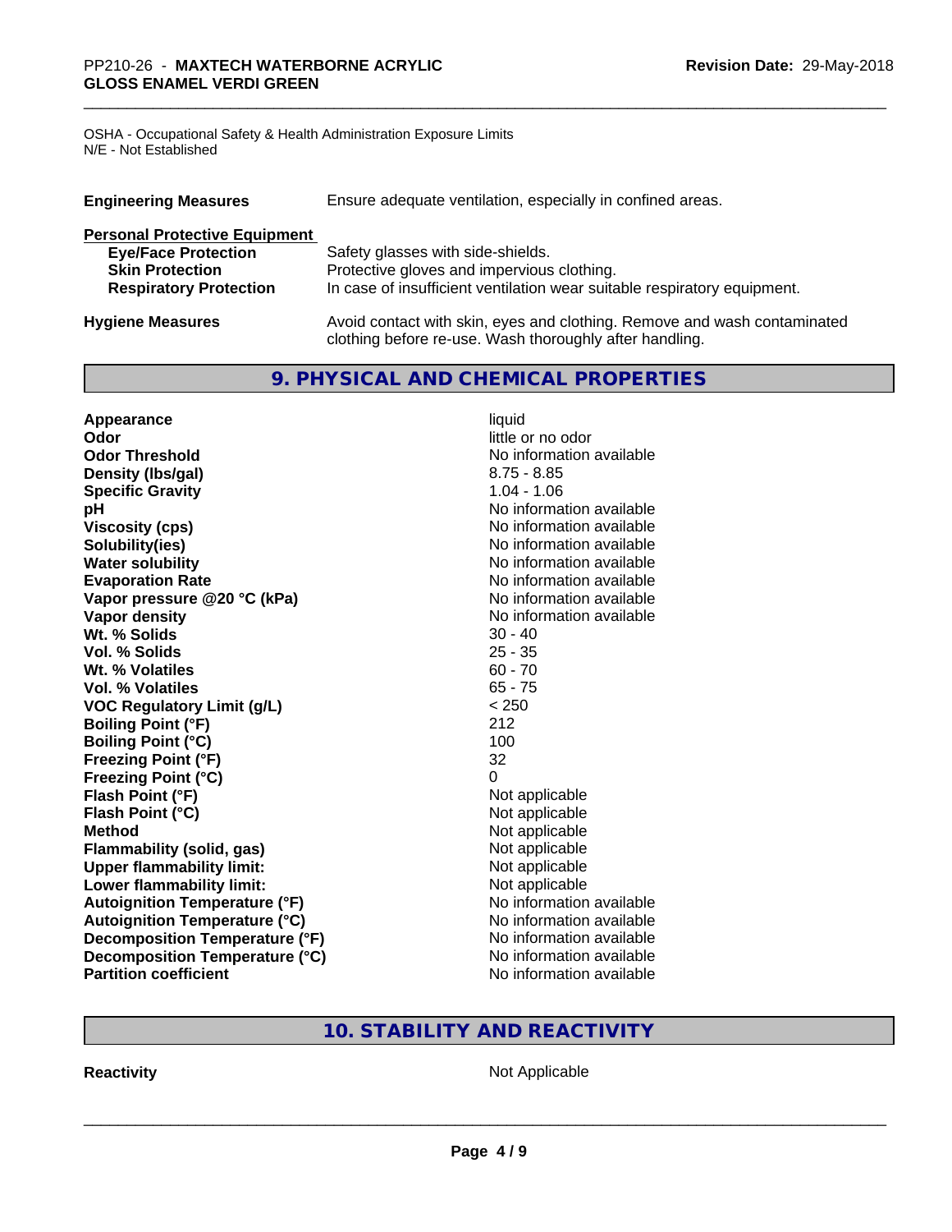OSHA - Occupational Safety & Health Administration Exposure Limits
N/E - Not Established

| | |
|---|---|
| **Engineering Measures** | Ensure adequate ventilation, especially in confined areas. |

**Personal Protective Equipment**

| | |
|---|---|
| **Eye/Face Protection** | Safety glasses with side-shields. |
| **Skin Protection** | Protective gloves and impervious clothing. |
| **Respiratory Protection** | In case of insufficient ventilation wear suitable respiratory equipment. |
| **Hygiene Measures** | Avoid contact with skin, eyes and clothing. Remove and wash contaminated clothing before re-use. Wash thoroughly after handling. |

## 9. PHYSICAL AND CHEMICAL PROPERTIES

| | |
|---|---|
| **Appearance** | liquid |
| **Odor** | little or no odor |
| **Odor Threshold** | No information available |
| **Density (lbs/gal)** | 8.75 - 8.85 |
| **Specific Gravity** | 1.04 - 1.06 |
| **pH** | No information available |
| **Viscosity (cps)** | No information available |
| **Solubility(ies)** | No information available |
| **Water solubility** | No information available |
| **Evaporation Rate** | No information available |
| **Vapor pressure @20 °C (kPa)** | No information available |
| **Vapor density** | No information available |
| **Wt. % Solids** | 30 - 40 |
| **Vol. % Solids** | 25 - 35 |
| **Wt. % Volatiles** | 60 - 70 |
| **Vol. % Volatiles** | 65 - 75 |
| **VOC Regulatory Limit (g/L)** | < 250 |
| **Boiling Point (°F)** | 212 |
| **Boiling Point (°C)** | 100 |
| **Freezing Point (°F)** | 32 |
| **Freezing Point (°C)** | 0 |
| **Flash Point (°F)** | Not applicable |
| **Flash Point (°C)** | Not applicable |
| **Method** | Not applicable |
| **Flammability (solid, gas)** | Not applicable |
| **Upper flammability limit:** | Not applicable |
| **Lower flammability limit:** | Not applicable |
| **Autoignition Temperature (°F)** | No information available |
| **Autoignition Temperature (°C)** | No information available |
| **Decomposition Temperature (°F)** | No information available |
| **Decomposition Temperature (°C)** | No information available |
| **Partition coefficient** | No information available |

## 10. STABILITY AND REACTIVITY

| | |
|---|---|
| **Reactivity** | Not Applicable |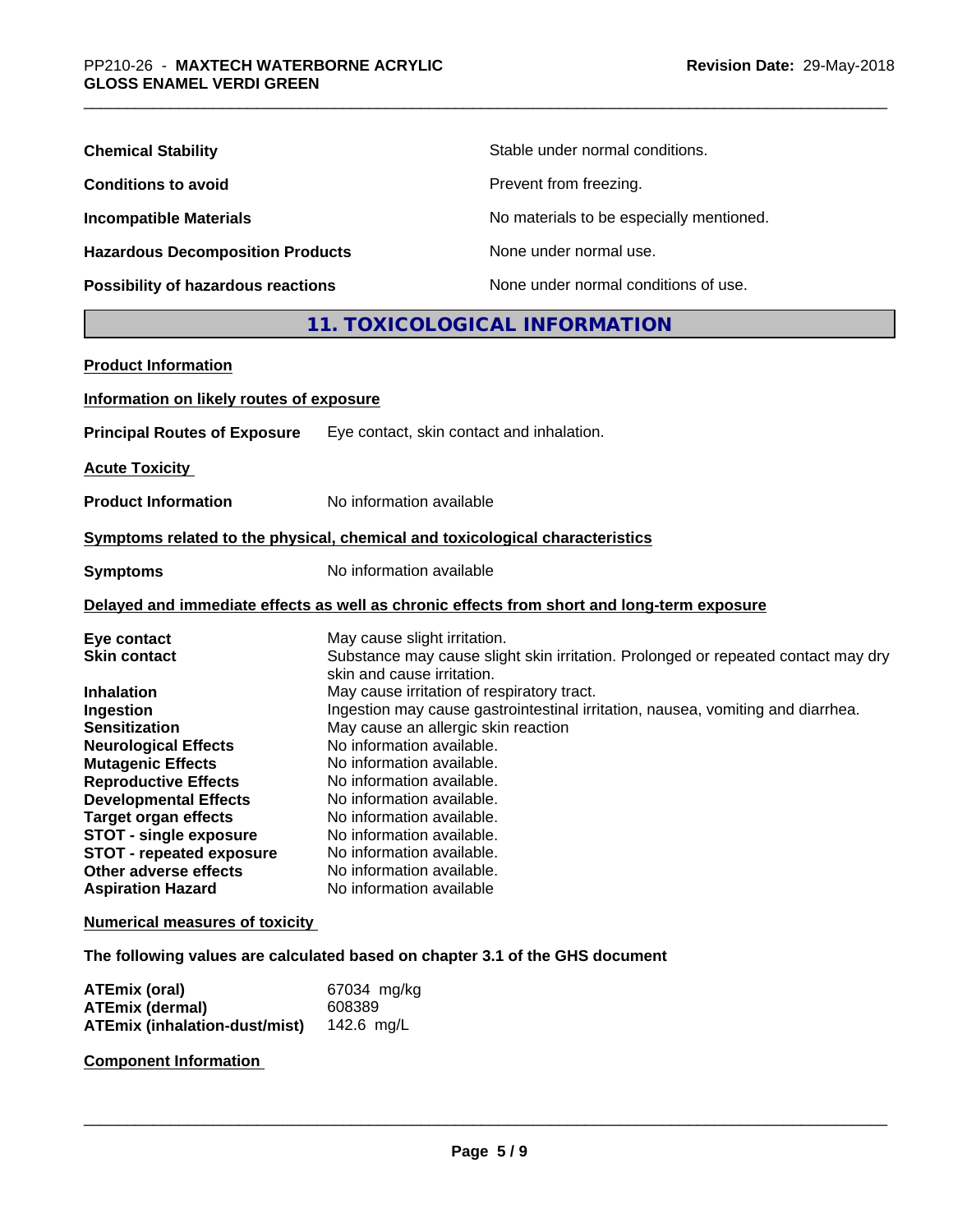| | |
|---|---|
| **Chemical Stability** | Stable under normal conditions. |
| **Conditions to avoid** | Prevent from freezing. |
| **Incompatible Materials** | No materials to be especially mentioned. |
| **Hazardous Decomposition Products** | None under normal use. |
| **Possibility of hazardous reactions** | None under normal conditions of use. |

## 11. TOXICOLOGICAL INFORMATION

**Product Information**

**Information on likely routes of exposure**

**Principal Routes of Exposure** Eye contact, skin contact and inhalation.

**Acute Toxicity**

**Product Information** No information available

**Symptoms related to the physical, chemical and toxicological characteristics**

**Symptoms** No information available

**Delayed and immediate effects as well as chronic effects from short and long-term exposure**

| | |
|---|---|
| **Eye contact** | May cause slight irritation. |
| **Skin contact** | Substance may cause slight skin irritation. Prolonged or repeated contact may dry skin and cause irritation. |
| **Inhalation** | May cause irritation of respiratory tract. |
| **Ingestion** | Ingestion may cause gastrointestinal irritation, nausea, vomiting and diarrhea. |
| **Sensitization** | May cause an allergic skin reaction |
| **Neurological Effects** | No information available. |
| **Mutagenic Effects** | No information available. |
| **Reproductive Effects** | No information available. |
| **Developmental Effects** | No information available. |
| **Target organ effects** | No information available. |
| **STOT - single exposure** | No information available. |
| **STOT - repeated exposure** | No information available. |
| **Other adverse effects** | No information available. |
| **Aspiration Hazard** | No information available |

**Numerical measures of toxicity**

**The following values are calculated based on chapter 3.1 of the GHS document**

| | |
|---|---|
| **ATEmix (oral)** | 67034 mg/kg |
| **ATEmix (dermal)** | 608389 |
| **ATEmix (inhalation-dust/mist)** | 142.6 mg/L |

**Component Information**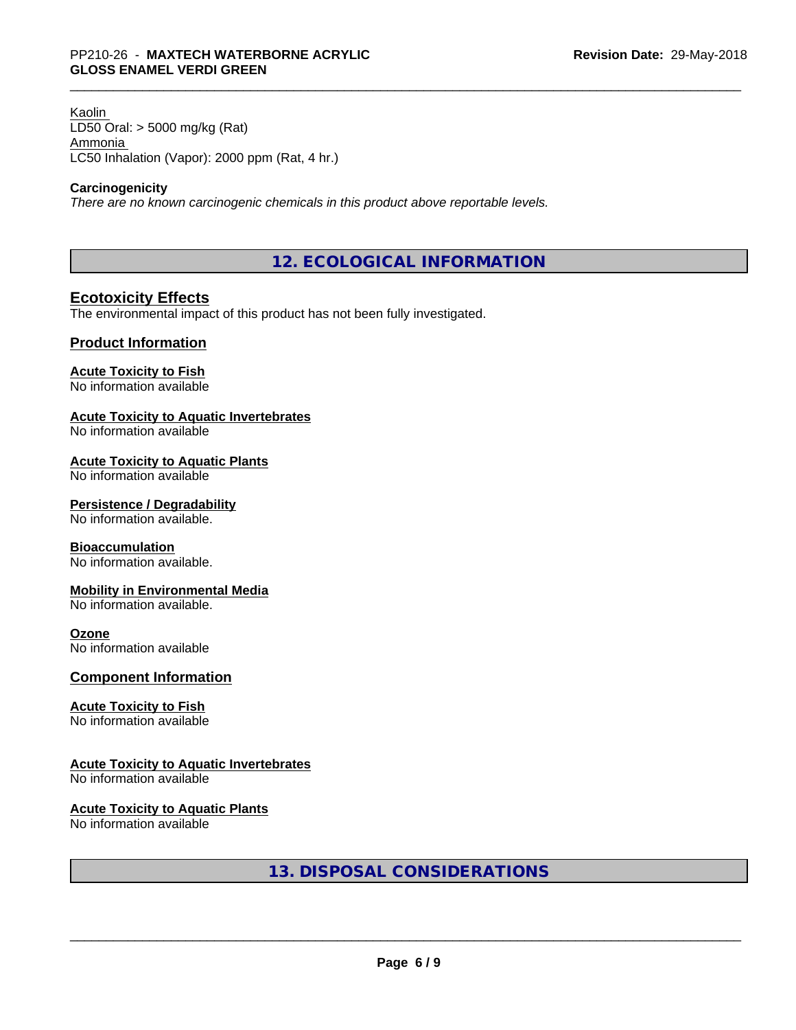Kaolin
LD50 Oral: > 5000 mg/kg (Rat)
Ammonia
LC50 Inhalation (Vapor): 2000 ppm (Rat, 4 hr.)

**Carcinogenicity**
*There are no known carcinogenic chemicals in this product above reportable levels.*

## 12. ECOLOGICAL INFORMATION

### Ecotoxicity Effects

The environmental impact of this product has not been fully investigated.

### Product Information

**Acute Toxicity to Fish**
No information available

**Acute Toxicity to Aquatic Invertebrates**
No information available

**Acute Toxicity to Aquatic Plants**
No information available

**Persistence / Degradability**
No information available.

**Bioaccumulation**
No information available.

**Mobility in Environmental Media**
No information available.

**Ozone**
No information available

### Component Information

**Acute Toxicity to Fish**
No information available

**Acute Toxicity to Aquatic Invertebrates**
No information available

**Acute Toxicity to Aquatic Plants**
No information available

## 13. DISPOSAL CONSIDERATIONS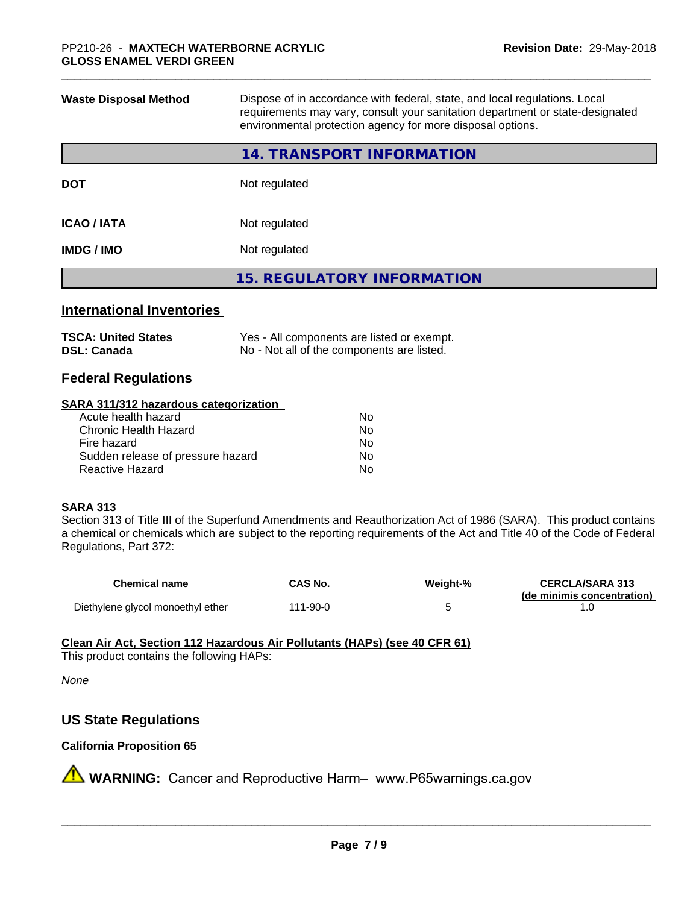| | |
|---|---|
| **Waste Disposal Method** | Dispose of in accordance with federal, state, and local regulations. Local requirements may vary, consult your sanitation department or state-designated environmental protection agency for more disposal options. |

## 14. TRANSPORT INFORMATION

| | |
|---|---|
| **DOT** | Not regulated |
| **ICAO / IATA** | Not regulated |
| **IMDG / IMO** | Not regulated |

## 15. REGULATORY INFORMATION

### International Inventories

| | |
|---|---|
| **TSCA: United States** | Yes - All components are listed or exempt. |
| **DSL: Canada** | No - Not all of the components are listed. |

### Federal Regulations

**SARA 311/312 hazardous categorization**

| | |
|---|---|
| Acute health hazard | No |
| Chronic Health Hazard | No |
| Fire hazard | No |
| Sudden release of pressure hazard | No |
| Reactive Hazard | No |

**SARA 313**

Section 313 of Title III of the Superfund Amendments and Reauthorization Act of 1986 (SARA). This product contains a chemical or chemicals which are subject to the reporting requirements of the Act and Title 40 of the Code of Federal Regulations, Part 372:

| Chemical name | CAS No. | Weight-% | CERCLA/SARA 313 (de minimis concentration) |
|---|---|---|---|
| Diethylene glycol monoethyl ether | 111-90-0 | 5 | 1.0 |

**Clean Air Act, Section 112 Hazardous Air Pollutants (HAPs) (see 40 CFR 61)**

This product contains the following HAPs:

*None*

### US State Regulations

**California Proposition 65**

⚠ **WARNING:** Cancer and Reproductive Harm– www.P65warnings.ca.gov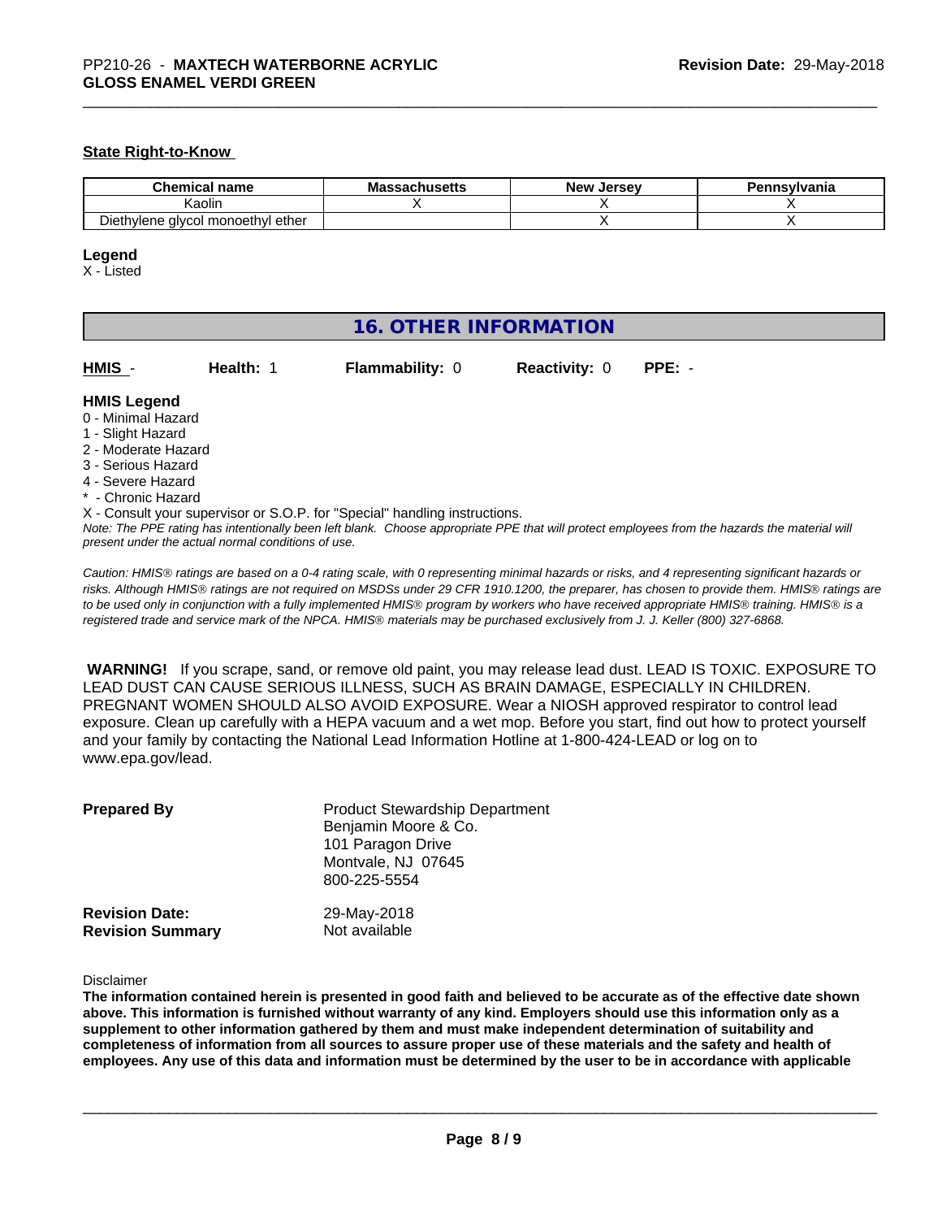### State Right-to-Know

| Chemical name | Massachusetts | New Jersey | Pennsylvania |
|---|---|---|---|
| Kaolin | X | X | X |
| Diethylene glycol monoethyl ether | | X | X |

**Legend**

X - Listed

## 16. OTHER INFORMATION

**HMIS** - **Health:** 1 **Flammability:** 0 **Reactivity:** 0 **PPE:** -

**HMIS Legend**

0 - Minimal Hazard
1 - Slight Hazard
2 - Moderate Hazard
3 - Serious Hazard
4 - Severe Hazard
* - Chronic Hazard
X - Consult your supervisor or S.O.P. for "Special" handling instructions.

*Note: The PPE rating has intentionally been left blank. Choose appropriate PPE that will protect employees from the hazards the material will present under the actual normal conditions of use.*

*Caution: HMIS® ratings are based on a 0-4 rating scale, with 0 representing minimal hazards or risks, and 4 representing significant hazards or risks. Although HMIS® ratings are not required on MSDSs under 29 CFR 1910.1200, the preparer, has chosen to provide them. HMIS® ratings are to be used only in conjunction with a fully implemented HMIS® program by workers who have received appropriate HMIS® training. HMIS® is a registered trade and service mark of the NPCA. HMIS® materials may be purchased exclusively from J. J. Keller (800) 327-6868.*

**WARNING!** If you scrape, sand, or remove old paint, you may release lead dust. LEAD IS TOXIC. EXPOSURE TO LEAD DUST CAN CAUSE SERIOUS ILLNESS, SUCH AS BRAIN DAMAGE, ESPECIALLY IN CHILDREN. PREGNANT WOMEN SHOULD ALSO AVOID EXPOSURE. Wear a NIOSH approved respirator to control lead exposure. Clean up carefully with a HEPA vacuum and a wet mop. Before you start, find out how to protect yourself and your family by contacting the National Lead Information Hotline at 1-800-424-LEAD or log on to www.epa.gov/lead.

**Prepared By**
Product Stewardship Department
Benjamin Moore & Co.
101 Paragon Drive
Montvale, NJ 07645
800-225-5554

**Revision Date:** 29-May-2018
**Revision Summary** Not available

Disclaimer

**The information contained herein is presented in good faith and believed to be accurate as of the effective date shown above. This information is furnished without warranty of any kind. Employers should use this information only as a supplement to other information gathered by them and must make independent determination of suitability and completeness of information from all sources to assure proper use of these materials and the safety and health of employees. Any use of this data and information must be determined by the user to be in accordance with applicable**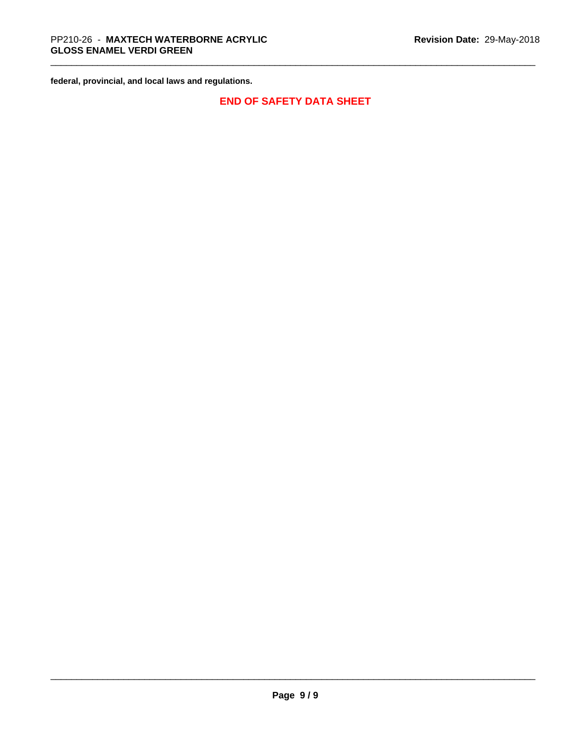**federal, provincial, and local laws and regulations.**

**END OF SAFETY DATA SHEET**